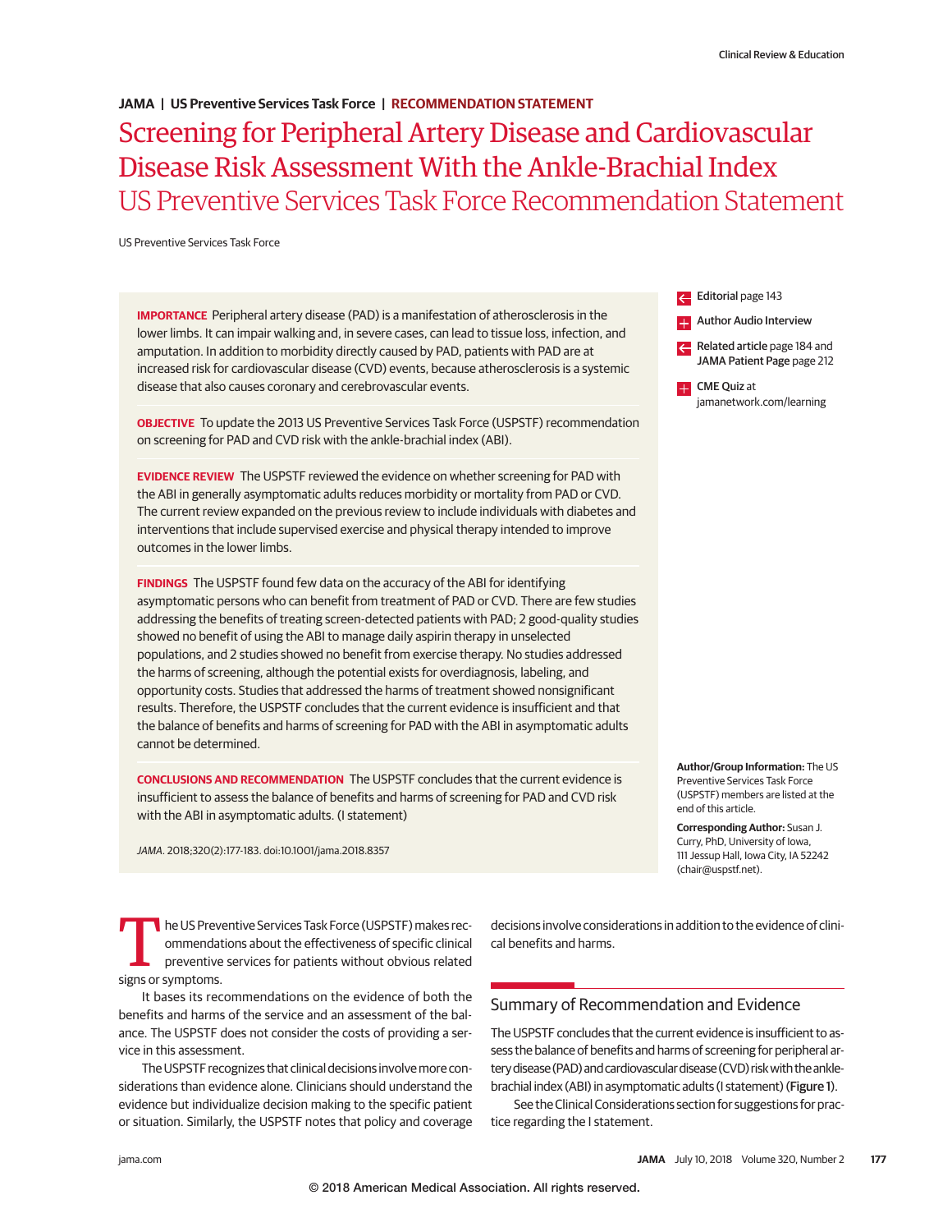JAMA | US Preventive Services Task Force | RECOMMENDATION STATEMENT

# Screening for Peripheral Artery Disease and Cardiovascular Disease Risk Assessment With the Ankle-Brachial Index
## US Preventive Services Task Force Recommendation Statement

US Preventive Services Task Force

**IMPORTANCE** Peripheral artery disease (PAD) is a manifestation of atherosclerosis in the lower limbs. It can impair walking and, in severe cases, can lead to tissue loss, infection, and amputation. In addition to morbidity directly caused by PAD, patients with PAD are at increased risk for cardiovascular disease (CVD) events, because atherosclerosis is a systemic disease that also causes coronary and cerebrovascular events.

**OBJECTIVE** To update the 2013 US Preventive Services Task Force (USPSTF) recommendation on screening for PAD and CVD risk with the ankle-brachial index (ABI).

**EVIDENCE REVIEW** The USPSTF reviewed the evidence on whether screening for PAD with the ABI in generally asymptomatic adults reduces morbidity or mortality from PAD or CVD. The current review expanded on the previous review to include individuals with diabetes and interventions that include supervised exercise and physical therapy intended to improve outcomes in the lower limbs.

**FINDINGS** The USPSTF found few data on the accuracy of the ABI for identifying asymptomatic persons who can benefit from treatment of PAD or CVD. There are few studies addressing the benefits of treating screen-detected patients with PAD; 2 good-quality studies showed no benefit of using the ABI to manage daily aspirin therapy in unselected populations, and 2 studies showed no benefit from exercise therapy. No studies addressed the harms of screening, although the potential exists for overdiagnosis, labeling, and opportunity costs. Studies that addressed the harms of treatment showed nonsignificant results. Therefore, the USPSTF concludes that the current evidence is insufficient and that the balance of benefits and harms of screening for PAD with the ABI in asymptomatic adults cannot be determined.

**CONCLUSIONS AND RECOMMENDATION** The USPSTF concludes that the current evidence is insufficient to assess the balance of benefits and harms of screening for PAD and CVD risk with the ABI in asymptomatic adults. (I statement)

*JAMA*. 2018;320(2):177-183. doi:10.1001/jama.2018.8357

**Editorial** page 143

**Author Audio Interview**

**Related article** page 184 and **JAMA Patient Page** page 212

**CME Quiz** at jamanetwork.com/learning

**Author/Group Information:** The US Preventive Services Task Force (USPSTF) members are listed at the end of this article.

**Corresponding Author:** Susan J. Curry, PhD, University of Iowa, 111 Jessup Hall, Iowa City, IA 52242 (chair@uspstf.net).

The US Preventive Services Task Force (USPSTF) makes recommendations about the effectiveness of specific clinical preventive services for patients without obvious related signs or symptoms.

It bases its recommendations on the evidence of both the benefits and harms of the service and an assessment of the balance. The USPSTF does not consider the costs of providing a service in this assessment.

The USPSTF recognizes that clinical decisions involve more considerations than evidence alone. Clinicians should understand the evidence but individualize decision making to the specific patient or situation. Similarly, the USPSTF notes that policy and coverage decisions involve considerations in addition to the evidence of clinical benefits and harms.

## Summary of Recommendation and Evidence

The USPSTF concludes that the current evidence is insufficient to assess the balance of benefits and harms of screening for peripheral artery disease (PAD) and cardiovascular disease (CVD) risk with the ankle-brachial index (ABI) in asymptomatic adults (I statement) (**Figure 1**).

See the Clinical Considerations section for suggestions for practice regarding the I statement.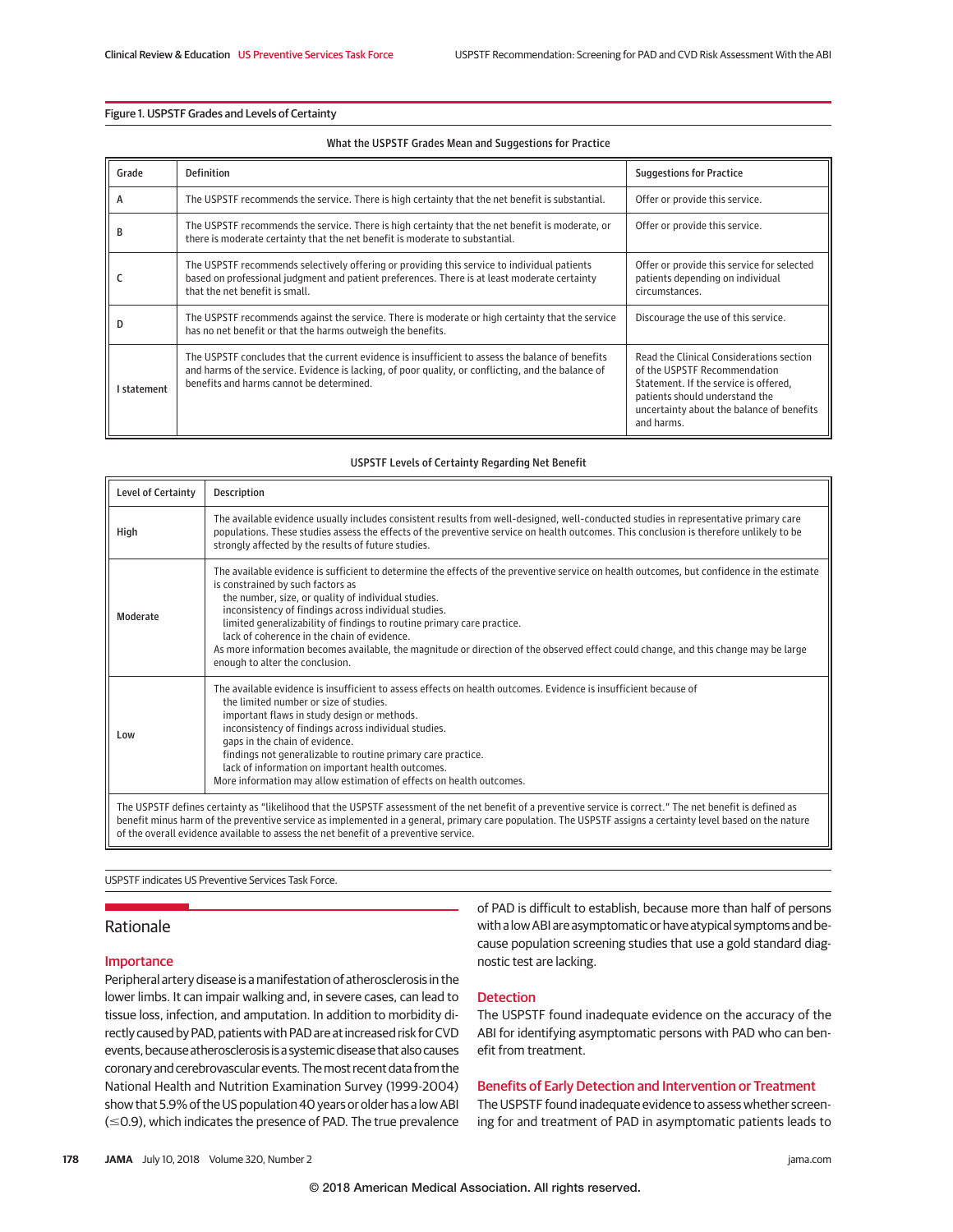**Figure 1. USPSTF Grades and Levels of Certainty**

What the USPSTF Grades Mean and Suggestions for Practice

| Grade | Definition | Suggestions for Practice |
|---|---|---|
| A | The USPSTF recommends the service. There is high certainty that the net benefit is substantial. | Offer or provide this service. |
| B | The USPSTF recommends the service. There is high certainty that the net benefit is moderate, or there is moderate certainty that the net benefit is moderate to substantial. | Offer or provide this service. |
| C | The USPSTF recommends selectively offering or providing this service to individual patients based on professional judgment and patient preferences. There is at least moderate certainty that the net benefit is small. | Offer or provide this service for selected patients depending on individual circumstances. |
| D | The USPSTF recommends against the service. There is moderate or high certainty that the service has no net benefit or that the harms outweigh the benefits. | Discourage the use of this service. |
| I statement | The USPSTF concludes that the current evidence is insufficient to assess the balance of benefits and harms of the service. Evidence is lacking, of poor quality, or conflicting, and the balance of benefits and harms cannot be determined. | Read the Clinical Considerations section of the USPSTF Recommendation Statement. If the service is offered, patients should understand the uncertainty about the balance of benefits and harms. |

USPSTF Levels of Certainty Regarding Net Benefit

| Level of Certainty | Description |
|---|---|
| High | The available evidence usually includes consistent results from well-designed, well-conducted studies in representative primary care populations. These studies assess the effects of the preventive service on health outcomes. This conclusion is therefore unlikely to be strongly affected by the results of future studies. |
| Moderate | The available evidence is sufficient to determine the effects of the preventive service on health outcomes, but confidence in the estimate is constrained by such factors as<br>the number, size, or quality of individual studies.<br>inconsistency of findings across individual studies.<br>limited generalizability of findings to routine primary care practice.<br>lack of coherence in the chain of evidence.<br>As more information becomes available, the magnitude or direction of the observed effect could change, and this change may be large enough to alter the conclusion. |
| Low | The available evidence is insufficient to assess effects on health outcomes. Evidence is insufficient because of<br>the limited number or size of studies.<br>important flaws in study design or methods.<br>inconsistency of findings across individual studies.<br>gaps in the chain of evidence.<br>findings not generalizable to routine primary care practice.<br>lack of information on important health outcomes.<br>More information may allow estimation of effects on health outcomes. |

The USPSTF defines certainty as "likelihood that the USPSTF assessment of the net benefit of a preventive service is correct." The net benefit is defined as benefit minus harm of the preventive service as implemented in a general, primary care population. The USPSTF assigns a certainty level based on the nature of the overall evidence available to assess the net benefit of a preventive service.

USPSTF indicates US Preventive Services Task Force.

## Rationale

### Importance

Peripheral artery disease is a manifestation of atherosclerosis in the lower limbs. It can impair walking and, in severe cases, can lead to tissue loss, infection, and amputation. In addition to morbidity directly caused by PAD, patients with PAD are at increased risk for CVD events, because atherosclerosis is a systemic disease that also causes coronary and cerebrovascular events. The most recent data from the National Health and Nutrition Examination Survey (1999-2004) show that 5.9% of the US population 40 years or older has a low ABI (≤0.9), which indicates the presence of PAD. The true prevalence of PAD is difficult to establish, because more than half of persons with a low ABI are asymptomatic or have atypical symptoms and because population screening studies that use a gold standard diagnostic test are lacking.

### Detection

The USPSTF found inadequate evidence on the accuracy of the ABI for identifying asymptomatic persons with PAD who can benefit from treatment.

### Benefits of Early Detection and Intervention or Treatment

The USPSTF found inadequate evidence to assess whether screening for and treatment of PAD in asymptomatic patients leads to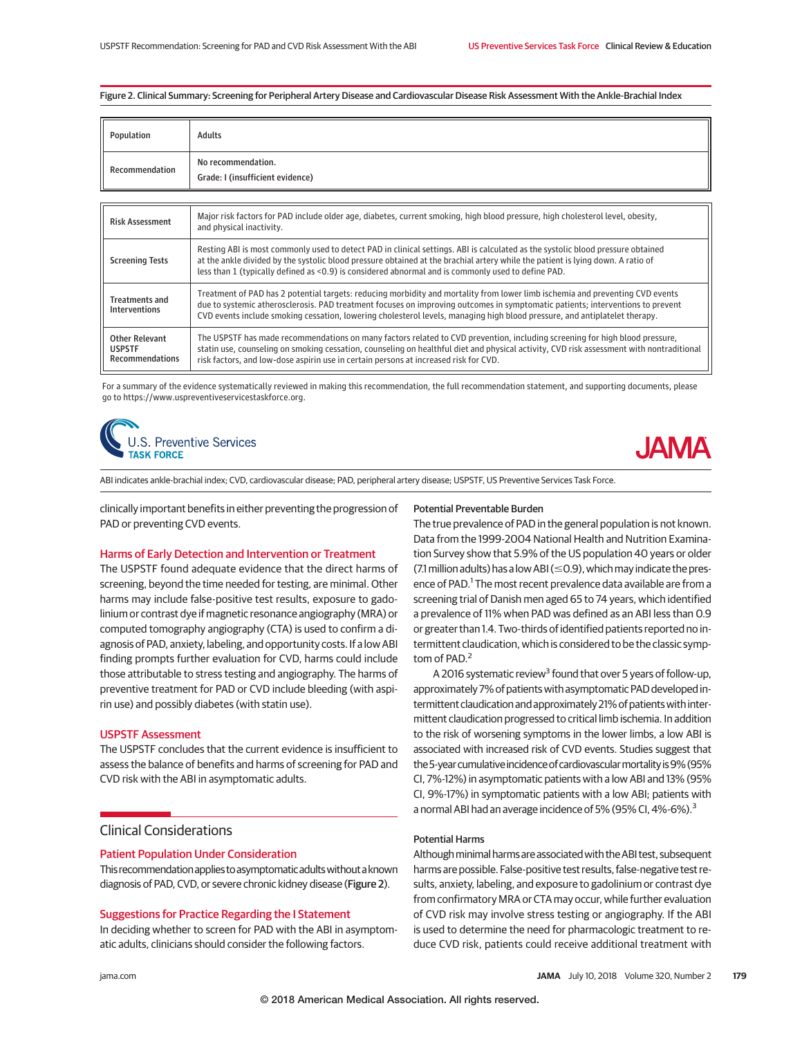Figure 2. Clinical Summary: Screening for Peripheral Artery Disease and Cardiovascular Disease Risk Assessment With the Ankle-Brachial Index

| | |
|---|---|
| Population | Adults |
| Recommendation | No recommendation. Grade: I (insufficient evidence) |

| | |
|---|---|
| Risk Assessment | Major risk factors for PAD include older age, diabetes, current smoking, high blood pressure, high cholesterol level, obesity, and physical inactivity. |
| Screening Tests | Resting ABI is most commonly used to detect PAD in clinical settings. ABI is calculated as the systolic blood pressure obtained at the ankle divided by the systolic blood pressure obtained at the brachial artery while the patient is lying down. A ratio of less than 1 (typically defined as <0.9) is considered abnormal and is commonly used to define PAD. |
| Treatments and Interventions | Treatment of PAD has 2 potential targets: reducing morbidity and mortality from lower limb ischemia and preventing CVD events due to systemic atherosclerosis. PAD treatment focuses on improving outcomes in symptomatic patients; interventions to prevent CVD events include smoking cessation, lowering cholesterol levels, managing high blood pressure, and antiplatelet therapy. |
| Other Relevant USPSTF Recommendations | The USPSTF has made recommendations on many factors related to CVD prevention, including screening for high blood pressure, statin use, counseling on smoking cessation, counseling on healthful diet and physical activity, CVD risk assessment with nontraditional risk factors, and low-dose aspirin use in certain persons at increased risk for CVD. |

For a summary of the evidence systematically reviewed in making this recommendation, the full recommendation statement, and supporting documents, please go to https://www.uspreventiveservicestaskforce.org.

ABI indicates ankle-brachial index; CVD, cardiovascular disease; PAD, peripheral artery disease; USPSTF, US Preventive Services Task Force.

clinically important benefits in either preventing the progression of PAD or preventing CVD events.

### Harms of Early Detection and Intervention or Treatment

The USPSTF found adequate evidence that the direct harms of screening, beyond the time needed for testing, are minimal. Other harms may include false-positive test results, exposure to gadolinium or contrast dye if magnetic resonance angiography (MRA) or computed tomography angiography (CTA) is used to confirm a diagnosis of PAD, anxiety, labeling, and opportunity costs. If a low ABI finding prompts further evaluation for CVD, harms could include those attributable to stress testing and angiography. The harms of preventive treatment for PAD or CVD include bleeding (with aspirin use) and possibly diabetes (with statin use).

### USPSTF Assessment

The USPSTF concludes that the current evidence is insufficient to assess the balance of benefits and harms of screening for PAD and CVD risk with the ABI in asymptomatic adults.

## Clinical Considerations

### Patient Population Under Consideration

This recommendation applies to asymptomatic adults without a known diagnosis of PAD, CVD, or severe chronic kidney disease (Figure 2).

### Suggestions for Practice Regarding the I Statement

In deciding whether to screen for PAD with the ABI in asymptomatic adults, clinicians should consider the following factors.

#### Potential Preventable Burden

The true prevalence of PAD in the general population is not known. Data from the 1999-2004 National Health and Nutrition Examination Survey show that 5.9% of the US population 40 years or older (7.1 million adults) has a low ABI (≤0.9), which may indicate the presence of PAD.[1] The most recent prevalence data available are from a screening trial of Danish men aged 65 to 74 years, which identified a prevalence of 11% when PAD was defined as an ABI less than 0.9 or greater than 1.4. Two-thirds of identified patients reported no intermittent claudication, which is considered to be the classic symptom of PAD.[2]

A 2016 systematic review[3] found that over 5 years of follow-up, approximately 7% of patients with asymptomatic PAD developed intermittent claudication and approximately 21% of patients with intermittent claudication progressed to critical limb ischemia. In addition to the risk of worsening symptoms in the lower limbs, a low ABI is associated with increased risk of CVD events. Studies suggest that the 5-year cumulative incidence of cardiovascular mortality is 9% (95% CI, 7%-12%) in asymptomatic patients with a low ABI and 13% (95% CI, 9%-17%) in symptomatic patients with a low ABI; patients with a normal ABI had an average incidence of 5% (95% CI, 4%-6%).[3]

#### Potential Harms

Although minimal harms are associated with the ABI test, subsequent harms are possible. False-positive test results, false-negative test results, anxiety, labeling, and exposure to gadolinium or contrast dye from confirmatory MRA or CTA may occur, while further evaluation of CVD risk may involve stress testing or angiography. If the ABI is used to determine the need for pharmacologic treatment to reduce CVD risk, patients could receive additional treatment with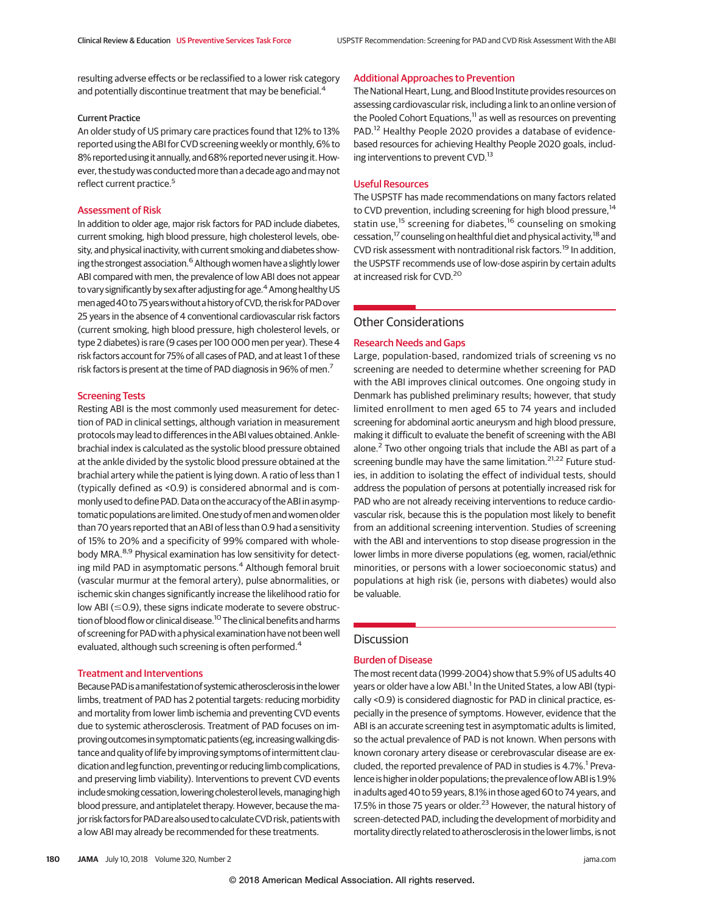resulting adverse effects or be reclassified to a lower risk category and potentially discontinue treatment that may be beneficial.[4]

#### Current Practice

An older study of US primary care practices found that 12% to 13% reported using the ABI for CVD screening weekly or monthly, 6% to 8% reported using it annually, and 68% reported never using it. However, the study was conducted more than a decade ago and may not reflect current practice.[5]

### Assessment of Risk

In addition to older age, major risk factors for PAD include diabetes, current smoking, high blood pressure, high cholesterol levels, obesity, and physical inactivity, with current smoking and diabetes showing the strongest association.[6] Although women have a slightly lower ABI compared with men, the prevalence of low ABI does not appear to vary significantly by sex after adjusting for age.[4] Among healthy US men aged 40 to 75 years without a history of CVD, the risk for PAD over 25 years in the absence of 4 conventional cardiovascular risk factors (current smoking, high blood pressure, high cholesterol levels, or type 2 diabetes) is rare (9 cases per 100 000 men per year). These 4 risk factors account for 75% of all cases of PAD, and at least 1 of these risk factors is present at the time of PAD diagnosis in 96% of men.[7]

### Screening Tests

Resting ABI is the most commonly used measurement for detection of PAD in clinical settings, although variation in measurement protocols may lead to differences in the ABI values obtained. Ankle-brachial index is calculated as the systolic blood pressure obtained at the ankle divided by the systolic blood pressure obtained at the brachial artery while the patient is lying down. A ratio of less than 1 (typically defined as <0.9) is considered abnormal and is commonly used to define PAD. Data on the accuracy of the ABI in asymptomatic populations are limited. One study of men and women older than 70 years reported that an ABI of less than 0.9 had a sensitivity of 15% to 20% and a specificity of 99% compared with whole-body MRA.[8,9] Physical examination has low sensitivity for detecting mild PAD in asymptomatic persons.[4] Although femoral bruit (vascular murmur at the femoral artery), pulse abnormalities, or ischemic skin changes significantly increase the likelihood ratio for low ABI (≤0.9), these signs indicate moderate to severe obstruction of blood flow or clinical disease.[10] The clinical benefits and harms of screening for PAD with a physical examination have not been well evaluated, although such screening is often performed.[4]

### Treatment and Interventions

Because PAD is a manifestation of systemic atherosclerosis in the lower limbs, treatment of PAD has 2 potential targets: reducing morbidity and mortality from lower limb ischemia and preventing CVD events due to systemic atherosclerosis. Treatment of PAD focuses on improving outcomes in symptomatic patients (eg, increasing walking distance and quality of life by improving symptoms of intermittent claudication and leg function, preventing or reducing limb complications, and preserving limb viability). Interventions to prevent CVD events include smoking cessation, lowering cholesterol levels, managing high blood pressure, and antiplatelet therapy. However, because the major risk factors for PAD are also used to calculate CVD risk, patients with a low ABI may already be recommended for these treatments.

### Additional Approaches to Prevention

The National Heart, Lung, and Blood Institute provides resources on assessing cardiovascular risk, including a link to an online version of the Pooled Cohort Equations,[11] as well as resources on preventing PAD.[12] Healthy People 2020 provides a database of evidence-based resources for achieving Healthy People 2020 goals, including interventions to prevent CVD.[13]

### Useful Resources

The USPSTF has made recommendations on many factors related to CVD prevention, including screening for high blood pressure,[14] statin use,[15] screening for diabetes,[16] counseling on smoking cessation,[17] counseling on healthful diet and physical activity,[18] and CVD risk assessment with nontraditional risk factors.[19] In addition, the USPSTF recommends use of low-dose aspirin by certain adults at increased risk for CVD.[20]

## Other Considerations

### Research Needs and Gaps

Large, population-based, randomized trials of screening vs no screening are needed to determine whether screening for PAD with the ABI improves clinical outcomes. One ongoing study in Denmark has published preliminary results; however, that study limited enrollment to men aged 65 to 74 years and included screening for abdominal aortic aneurysm and high blood pressure, making it difficult to evaluate the benefit of screening with the ABI alone.[2] Two other ongoing trials that include the ABI as part of a screening bundle may have the same limitation.[21,22] Future studies, in addition to isolating the effect of individual tests, should address the population of persons at potentially increased risk for PAD who are not already receiving interventions to reduce cardiovascular risk, because this is the population most likely to benefit from an additional screening intervention. Studies of screening with the ABI and interventions to stop disease progression in the lower limbs in more diverse populations (eg, women, racial/ethnic minorities, or persons with a lower socioeconomic status) and populations at high risk (ie, persons with diabetes) would also be valuable.

## Discussion

### Burden of Disease

The most recent data (1999-2004) show that 5.9% of US adults 40 years or older have a low ABI.[1] In the United States, a low ABI (typically <0.9) is considered diagnostic for PAD in clinical practice, especially in the presence of symptoms. However, evidence that the ABI is an accurate screening test in asymptomatic adults is limited, so the actual prevalence of PAD is not known. When persons with known coronary artery disease or cerebrovascular disease are excluded, the reported prevalence of PAD in studies is 4.7%.[1] Prevalence is higher in older populations; the prevalence of low ABI is 1.9% in adults aged 40 to 59 years, 8.1% in those aged 60 to 74 years, and 17.5% in those 75 years or older.[23] However, the natural history of screen-detected PAD, including the development of morbidity and mortality directly related to atherosclerosis in the lower limbs, is not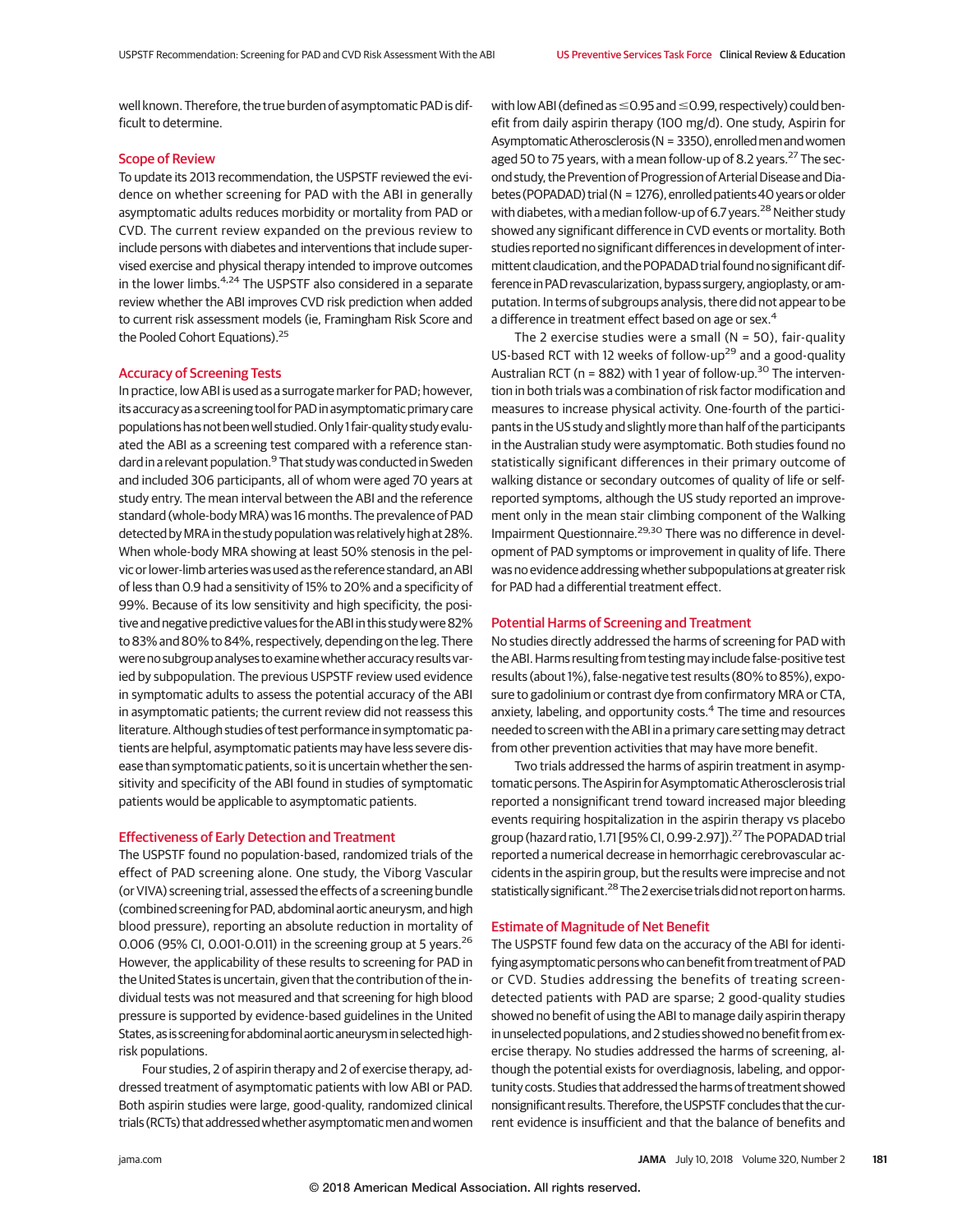well known. Therefore, the true burden of asymptomatic PAD is difficult to determine.

## Scope of Review

To update its 2013 recommendation, the USPSTF reviewed the evidence on whether screening for PAD with the ABI in generally asymptomatic adults reduces morbidity or mortality from PAD or CVD. The current review expanded on the previous review to include persons with diabetes and interventions that include supervised exercise and physical therapy intended to improve outcomes in the lower limbs.[4,24] The USPSTF also considered in a separate review whether the ABI improves CVD risk prediction when added to current risk assessment models (ie, Framingham Risk Score and the Pooled Cohort Equations).[25]

## Accuracy of Screening Tests

In practice, low ABI is used as a surrogate marker for PAD; however, its accuracy as a screening tool for PAD in asymptomatic primary care populations has not been well studied. Only 1 fair-quality study evaluated the ABI as a screening test compared with a reference standard in a relevant population.[9] That study was conducted in Sweden and included 306 participants, all of whom were aged 70 years at study entry. The mean interval between the ABI and the reference standard (whole-body MRA) was 16 months. The prevalence of PAD detected by MRA in the study population was relatively high at 28%. When whole-body MRA showing at least 50% stenosis in the pelvic or lower-limb arteries was used as the reference standard, an ABI of less than 0.9 had a sensitivity of 15% to 20% and a specificity of 99%. Because of its low sensitivity and high specificity, the positive and negative predictive values for the ABI in this study were 82% to 83% and 80% to 84%, respectively, depending on the leg. There were no subgroup analyses to examine whether accuracy results varied by subpopulation. The previous USPSTF review used evidence in symptomatic adults to assess the potential accuracy of the ABI in asymptomatic patients; the current review did not reassess this literature. Although studies of test performance in symptomatic patients are helpful, asymptomatic patients may have less severe disease than symptomatic patients, so it is uncertain whether the sensitivity and specificity of the ABI found in studies of symptomatic patients would be applicable to asymptomatic patients.

## Effectiveness of Early Detection and Treatment

The USPSTF found no population-based, randomized trials of the effect of PAD screening alone. One study, the Viborg Vascular (or VIVA) screening trial, assessed the effects of a screening bundle (combined screening for PAD, abdominal aortic aneurysm, and high blood pressure), reporting an absolute reduction in mortality of 0.006 (95% CI, 0.001-0.011) in the screening group at 5 years.[26] However, the applicability of these results to screening for PAD in the United States is uncertain, given that the contribution of the individual tests was not measured and that screening for high blood pressure is supported by evidence-based guidelines in the United States, as is screening for abdominal aortic aneurysm in selected high-risk populations.

Four studies, 2 of aspirin therapy and 2 of exercise therapy, addressed treatment of asymptomatic patients with low ABI or PAD. Both aspirin studies were large, good-quality, randomized clinical trials (RCTs) that addressed whether asymptomatic men and women with low ABI (defined as ≤0.95 and ≤0.99, respectively) could benefit from daily aspirin therapy (100 mg/d). One study, Aspirin for Asymptomatic Atherosclerosis (N = 3350), enrolled men and women aged 50 to 75 years, with a mean follow-up of 8.2 years.[27] The second study, the Prevention of Progression of Arterial Disease and Diabetes (POPADAD) trial (N = 1276), enrolled patients 40 years or older with diabetes, with a median follow-up of 6.7 years.[28] Neither study showed any significant difference in CVD events or mortality. Both studies reported no significant differences in development of intermittent claudication, and the POPADAD trial found no significant difference in PAD revascularization, bypass surgery, angioplasty, or amputation. In terms of subgroups analysis, there did not appear to be a difference in treatment effect based on age or sex.[4]

The 2 exercise studies were a small (N = 50), fair-quality US-based RCT with 12 weeks of follow-up[29] and a good-quality Australian RCT (n = 882) with 1 year of follow-up.[30] The intervention in both trials was a combination of risk factor modification and measures to increase physical activity. One-fourth of the participants in the US study and slightly more than half of the participants in the Australian study were asymptomatic. Both studies found no statistically significant differences in their primary outcome of walking distance or secondary outcomes of quality of life or self-reported symptoms, although the US study reported an improvement only in the mean stair climbing component of the Walking Impairment Questionnaire.[29,30] There was no difference in development of PAD symptoms or improvement in quality of life. There was no evidence addressing whether subpopulations at greater risk for PAD had a differential treatment effect.

## Potential Harms of Screening and Treatment

No studies directly addressed the harms of screening for PAD with the ABI. Harms resulting from testing may include false-positive test results (about 1%), false-negative test results (80% to 85%), exposure to gadolinium or contrast dye from confirmatory MRA or CTA, anxiety, labeling, and opportunity costs.[4] The time and resources needed to screen with the ABI in a primary care setting may detract from other prevention activities that may have more benefit.

Two trials addressed the harms of aspirin treatment in asymptomatic persons. The Aspirin for Asymptomatic Atherosclerosis trial reported a nonsignificant trend toward increased major bleeding events requiring hospitalization in the aspirin therapy vs placebo group (hazard ratio, 1.71 [95% CI, 0.99-2.97]).[27] The POPADAD trial reported a numerical decrease in hemorrhagic cerebrovascular accidents in the aspirin group, but the results were imprecise and not statistically significant.[28] The 2 exercise trials did not report on harms.

## Estimate of Magnitude of Net Benefit

The USPSTF found few data on the accuracy of the ABI for identifying asymptomatic persons who can benefit from treatment of PAD or CVD. Studies addressing the benefits of treating screen-detected patients with PAD are sparse; 2 good-quality studies showed no benefit of using the ABI to manage daily aspirin therapy in unselected populations, and 2 studies showed no benefit from exercise therapy. No studies addressed the harms of screening, although the potential exists for overdiagnosis, labeling, and opportunity costs. Studies that addressed the harms of treatment showed nonsignificant results. Therefore, the USPSTF concludes that the current evidence is insufficient and that the balance of benefits and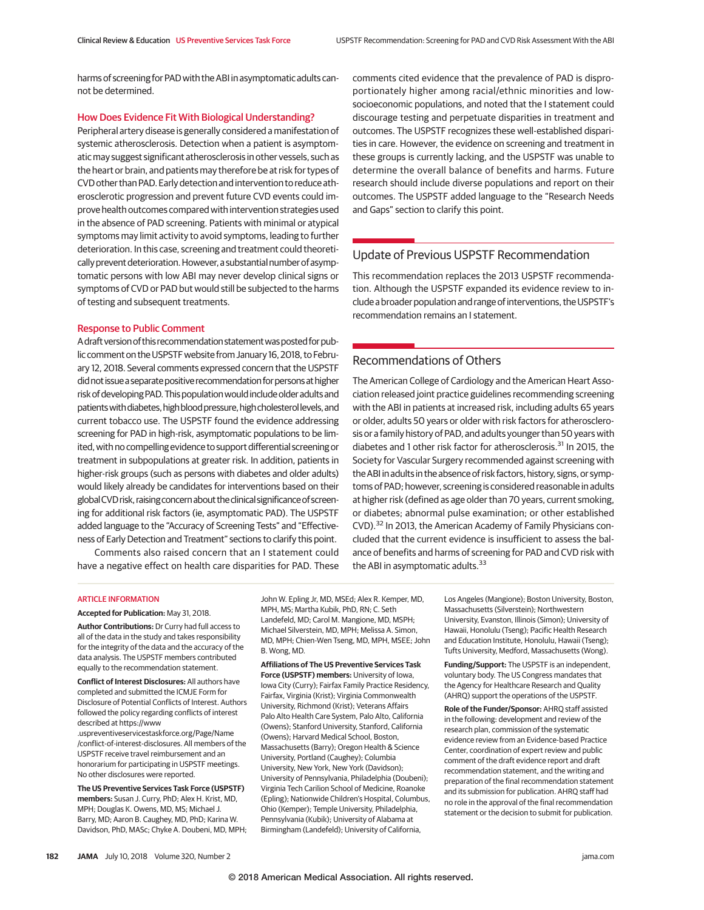harms of screening for PAD with the ABI in asymptomatic adults cannot be determined.

### How Does Evidence Fit With Biological Understanding?

Peripheral artery disease is generally considered a manifestation of systemic atherosclerosis. Detection when a patient is asymptomatic may suggest significant atherosclerosis in other vessels, such as the heart or brain, and patients may therefore be at risk for types of CVD other than PAD. Early detection and intervention to reduce atherosclerotic progression and prevent future CVD events could improve health outcomes compared with intervention strategies used in the absence of PAD screening. Patients with minimal or atypical symptoms may limit activity to avoid symptoms, leading to further deterioration. In this case, screening and treatment could theoretically prevent deterioration. However, a substantial number of asymptomatic persons with low ABI may never develop clinical signs or symptoms of CVD or PAD but would still be subjected to the harms of testing and subsequent treatments.

### Response to Public Comment

A draft version of this recommendation statement was posted for public comment on the USPSTF website from January 16, 2018, to February 12, 2018. Several comments expressed concern that the USPSTF did not issue a separate positive recommendation for persons at higher risk of developing PAD. This population would include older adults and patients with diabetes, high blood pressure, high cholesterol levels, and current tobacco use. The USPSTF found the evidence addressing screening for PAD in high-risk, asymptomatic populations to be limited, with no compelling evidence to support differential screening or treatment in subpopulations at greater risk. In addition, patients in higher-risk groups (such as persons with diabetes and older adults) would likely already be candidates for interventions based on their global CVD risk, raising concern about the clinical significance of screening for additional risk factors (ie, asymptomatic PAD). The USPSTF added language to the "Accuracy of Screening Tests" and "Effectiveness of Early Detection and Treatment" sections to clarify this point.

Comments also raised concern that an I statement could have a negative effect on health care disparities for PAD. These comments cited evidence that the prevalence of PAD is disproportionately higher among racial/ethnic minorities and low-socioeconomic populations, and noted that the I statement could discourage testing and perpetuate disparities in treatment and outcomes. The USPSTF recognizes these well-established disparities in care. However, the evidence on screening and treatment in these groups is currently lacking, and the USPSTF was unable to determine the overall balance of benefits and harms. Future research should include diverse populations and report on their outcomes. The USPSTF added language to the "Research Needs and Gaps" section to clarify this point.

## Update of Previous USPSTF Recommendation

This recommendation replaces the 2013 USPSTF recommendation. Although the USPSTF expanded its evidence review to include a broader population and range of interventions, the USPSTF's recommendation remains an I statement.

## Recommendations of Others

The American College of Cardiology and the American Heart Association released joint practice guidelines recommending screening with the ABI in patients at increased risk, including adults 65 years or older, adults 50 years or older with risk factors for atherosclerosis or a family history of PAD, and adults younger than 50 years with diabetes and 1 other risk factor for atherosclerosis.[31] In 2015, the Society for Vascular Surgery recommended against screening with the ABI in adults in the absence of risk factors, history, signs, or symptoms of PAD; however, screening is considered reasonable in adults at higher risk (defined as age older than 70 years, current smoking, or diabetes; abnormal pulse examination; or other established CVD).[32] In 2013, the American Academy of Family Physicians concluded that the current evidence is insufficient to assess the balance of benefits and harms of screening for PAD and CVD risk with the ABI in asymptomatic adults.[33]

### ARTICLE INFORMATION

**Accepted for Publication:** May 31, 2018.

**Author Contributions:** Dr Curry had full access to all of the data in the study and takes responsibility for the integrity of the data and the accuracy of the data analysis. The USPSTF members contributed equally to the recommendation statement.

**Conflict of Interest Disclosures:** All authors have completed and submitted the ICMJE Form for Disclosure of Potential Conflicts of Interest. Authors followed the policy regarding conflicts of interest described at https://www.uspreventiveservicestaskforce.org/Page/Name/conflict-of-interest-disclosures. All members of the USPSTF receive travel reimbursement and an honorarium for participating in USPSTF meetings. No other disclosures were reported.

**The US Preventive Services Task Force (USPSTF) members:** Susan J. Curry, PhD; Alex H. Krist, MD, MPH; Douglas K. Owens, MD, MS; Michael J. Barry, MD; Aaron B. Caughey, MD, PhD; Karina W. Davidson, PhD, MASc; Chyke A. Doubeni, MD, MPH; John W. Epling Jr, MD, MSEd; Alex R. Kemper, MD, MPH, MS; Martha Kubik, PhD, RN; C. Seth Landefeld, MD; Carol M. Mangione, MD, MSPH; Michael Silverstein, MD, MPH; Melissa A. Simon, MD, MPH; Chien-Wen Tseng, MD, MPH, MSEE; John B. Wong, MD.

**Affiliations of The US Preventive Services Task Force (USPSTF) members:** University of Iowa, Iowa City (Curry); Fairfax Family Practice Residency, Fairfax, Virginia (Krist); Virginia Commonwealth University, Richmond (Krist); Veterans Affairs Palo Alto Health Care System, Palo Alto, California (Owens); Stanford University, Stanford, California (Owens); Harvard Medical School, Boston, Massachusetts (Barry); Oregon Health & Science University, Portland (Caughey); Columbia University, New York, New York (Davidson); University of Pennsylvania, Philadelphia (Doubeni); Virginia Tech Carilion School of Medicine, Roanoke (Epling); Nationwide Children's Hospital, Columbus, Ohio (Kemper); Temple University, Philadelphia, Pennsylvania (Kubik); University of Alabama at Birmingham (Landefeld); University of California, Los Angeles (Mangione); Boston University, Boston, Massachusetts (Silverstein); Northwestern University, Evanston, Illinois (Simon); University of Hawaii, Honolulu (Tseng); Pacific Health Research and Education Institute, Honolulu, Hawaii (Tseng); Tufts University, Medford, Massachusetts (Wong).

**Funding/Support:** The USPSTF is an independent, voluntary body. The US Congress mandates that the Agency for Healthcare Research and Quality (AHRQ) support the operations of the USPSTF.

**Role of the Funder/Sponsor:** AHRQ staff assisted in the following: development and review of the research plan, commission of the systematic evidence review from an Evidence-based Practice Center, coordination of expert review and public comment of the draft evidence report and draft recommendation statement, and the writing and preparation of the final recommendation statement and its submission for publication. AHRQ staff had no role in the approval of the final recommendation statement or the decision to submit for publication.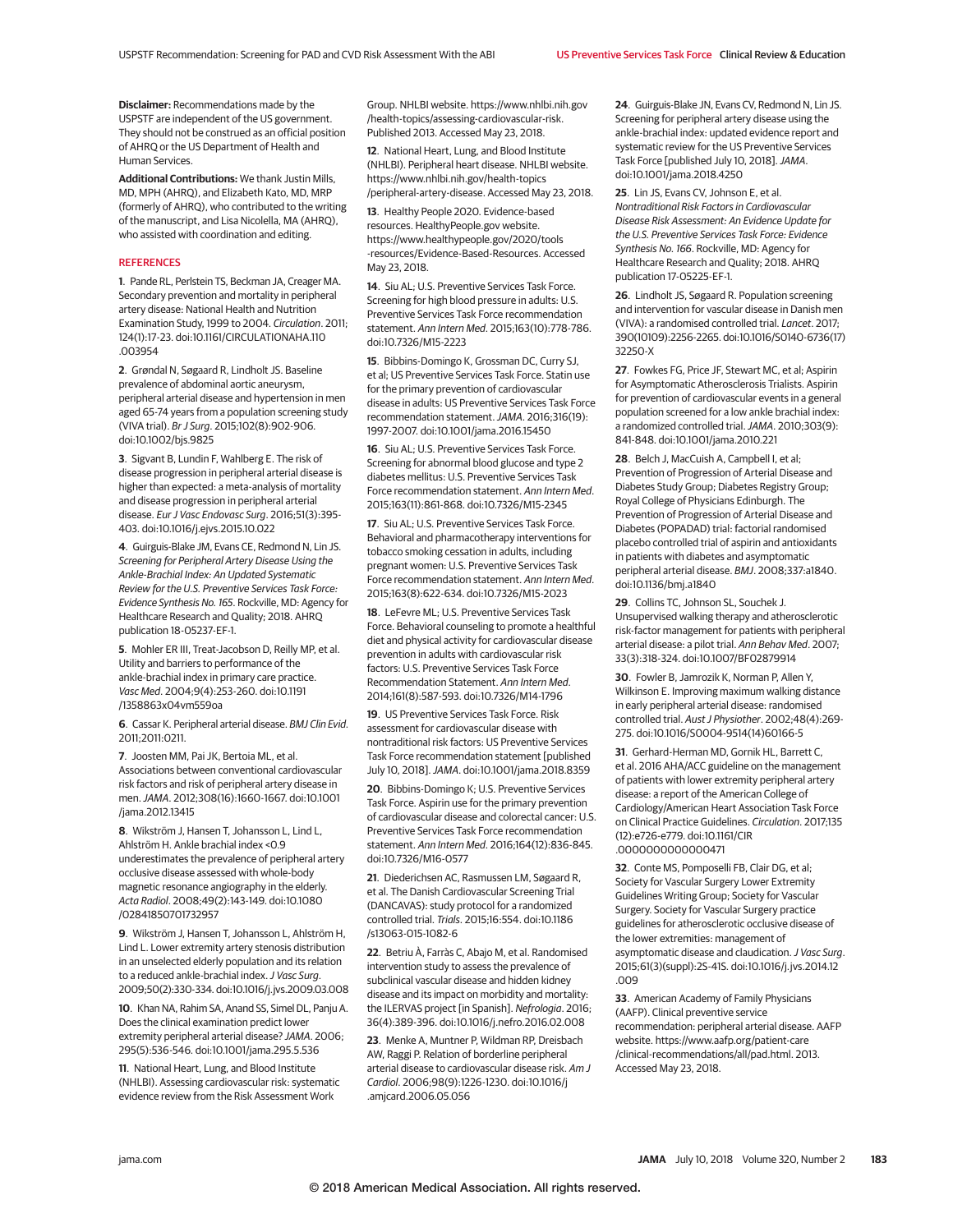**Disclaimer:** Recommendations made by the USPSTF are independent of the US government. They should not be construed as an official position of AHRQ or the US Department of Health and Human Services.

**Additional Contributions:** We thank Justin Mills, MD, MPH (AHRQ), and Elizabeth Kato, MD, MRP (formerly of AHRQ), who contributed to the writing of the manuscript, and Lisa Nicolella, MA (AHRQ), who assisted with coordination and editing.

## REFERENCES

1. Pande RL, Perlstein TS, Beckman JA, Creager MA. Secondary prevention and mortality in peripheral artery disease: National Health and Nutrition Examination Study, 1999 to 2004. *Circulation*. 2011;124(1):17-23. doi:10.1161/CIRCULATIONAHA.110.003954

2. Grøndal N, Søgaard R, Lindholt JS. Baseline prevalence of abdominal aortic aneurysm, peripheral arterial disease and hypertension in men aged 65-74 years from a population screening study (VIVA trial). *Br J Surg*. 2015;102(8):902-906. doi:10.1002/bjs.9825

3. Sigvant B, Lundin F, Wahlberg E. The risk of disease progression in peripheral arterial disease is higher than expected: a meta-analysis of mortality and disease progression in peripheral arterial disease. *Eur J Vasc Endovasc Surg*. 2016;51(3):395-403. doi:10.1016/j.ejvs.2015.10.022

4. Guirguis-Blake JM, Evans CE, Redmond N, Lin JS. *Screening for Peripheral Artery Disease Using the Ankle-Brachial Index: An Updated Systematic Review for the U.S. Preventive Services Task Force: Evidence Synthesis No. 165*. Rockville, MD: Agency for Healthcare Research and Quality; 2018. AHRQ publication 18-05237-EF-1.

5. Mohler ER III, Treat-Jacobson D, Reilly MP, et al. Utility and barriers to performance of the ankle-brachial index in primary care practice. *Vasc Med*. 2004;9(4):253-260. doi:10.1191/1358863x04vm559oa

6. Cassar K. Peripheral arterial disease. *BMJ Clin Evid*. 2011;2011:0211.

7. Joosten MM, Pai JK, Bertoia ML, et al. Associations between conventional cardiovascular risk factors and risk of peripheral artery disease in men. *JAMA*. 2012;308(16):1660-1667. doi:10.1001/jama.2012.13415

8. Wikström J, Hansen T, Johansson L, Lind L, Ahlström H. Ankle brachial index <0.9 underestimates the prevalence of peripheral artery occlusive disease assessed with whole-body magnetic resonance angiography in the elderly. *Acta Radiol*. 2008;49(2):143-149. doi:10.1080/02841850701732957

9. Wikström J, Hansen T, Johansson L, Ahlström H, Lind L. Lower extremity artery stenosis distribution in an unselected elderly population and its relation to a reduced ankle-brachial index. *J Vasc Surg*. 2009;50(2):330-334. doi:10.1016/j.jvs.2009.03.008

10. Khan NA, Rahim SA, Anand SS, Simel DL, Panju A. Does the clinical examination predict lower extremity peripheral arterial disease? *JAMA*. 2006;295(5):536-546. doi:10.1001/jama.295.5.536

11. National Heart, Lung, and Blood Institute (NHLBI). Assessing cardiovascular risk: systematic evidence review from the Risk Assessment Work Group. NHLBI website. https://www.nhlbi.nih.gov/health-topics/assessing-cardiovascular-risk. Published 2013. Accessed May 23, 2018.

12. National Heart, Lung, and Blood Institute (NHLBI). Peripheral heart disease. NHLBI website. https://www.nhlbi.nih.gov/health-topics/peripheral-artery-disease. Accessed May 23, 2018.

13. Healthy People 2020. Evidence-based resources. HealthyPeople.gov website. https://www.healthypeople.gov/2020/tools-resources/Evidence-Based-Resources. Accessed May 23, 2018.

14. Siu AL; U.S. Preventive Services Task Force. Screening for high blood pressure in adults: U.S. Preventive Services Task Force recommendation statement. *Ann Intern Med*. 2015;163(10):778-786. doi:10.7326/M15-2223

15. Bibbins-Domingo K, Grossman DC, Curry SJ, et al; US Preventive Services Task Force. Statin use for the primary prevention of cardiovascular disease in adults: US Preventive Services Task Force recommendation statement. *JAMA*. 2016;316(19):1997-2007. doi:10.1001/jama.2016.15450

16. Siu AL; U.S. Preventive Services Task Force. Screening for abnormal blood glucose and type 2 diabetes mellitus: U.S. Preventive Services Task Force recommendation statement. *Ann Intern Med*. 2015;163(11):861-868. doi:10.7326/M15-2345

17. Siu AL; U.S. Preventive Services Task Force. Behavioral and pharmacotherapy interventions for tobacco smoking cessation in adults, including pregnant women: U.S. Preventive Services Task Force recommendation statement. *Ann Intern Med*. 2015;163(8):622-634. doi:10.7326/M15-2023

18. LeFevre ML; U.S. Preventive Services Task Force. Behavioral counseling to promote a healthful diet and physical activity for cardiovascular disease prevention in adults with cardiovascular risk factors: U.S. Preventive Services Task Force Recommendation Statement. *Ann Intern Med*. 2014;161(8):587-593. doi:10.7326/M14-1796

19. US Preventive Services Task Force. Risk assessment for cardiovascular disease with nontraditional risk factors: US Preventive Services Task Force recommendation statement [published July 10, 2018]. *JAMA*. doi:10.1001/jama.2018.8359

20. Bibbins-Domingo K; U.S. Preventive Services Task Force. Aspirin use for the primary prevention of cardiovascular disease and colorectal cancer: U.S. Preventive Services Task Force recommendation statement. *Ann Intern Med*. 2016;164(12):836-845. doi:10.7326/M16-0577

21. Diederichsen AC, Rasmussen LM, Søgaard R, et al. The Danish Cardiovascular Screening Trial (DANCAVAS): study protocol for a randomized controlled trial. *Trials*. 2015;16:554. doi:10.1186/s13063-015-1082-6

22. Betriu À, Farràs C, Abajo M, et al. Randomised intervention study to assess the prevalence of subclinical vascular disease and hidden kidney disease and its impact on morbidity and mortality: the ILERVAS project [in Spanish]. *Nefrologia*. 2016;36(4):389-396. doi:10.1016/j.nefro.2016.02.008

23. Menke A, Muntner P, Wildman RP, Dreisbach AW, Raggi P. Relation of borderline peripheral arterial disease to cardiovascular disease risk. *Am J Cardiol*. 2006;98(9):1226-1230. doi:10.1016/j.amjcard.2006.05.056

24. Guirguis-Blake JN, Evans CV, Redmond N, Lin JS. Screening for peripheral artery disease using the ankle-brachial index: updated evidence report and systematic review for the US Preventive Services Task Force [published July 10, 2018]. *JAMA*. doi:10.1001/jama.2018.4250

25. Lin JS, Evans CV, Johnson E, et al. *Nontraditional Risk Factors in Cardiovascular Disease Risk Assessment: An Evidence Update for the U.S. Preventive Services Task Force: Evidence Synthesis No. 166*. Rockville, MD: Agency for Healthcare Research and Quality; 2018. AHRQ publication 17-05225-EF-1.

26. Lindholt JS, Søgaard R. Population screening and intervention for vascular disease in Danish men (VIVA): a randomised controlled trial. *Lancet*. 2017;390(10109):2256-2265. doi:10.1016/S0140-6736(17)32250-X

27. Fowkes FG, Price JF, Stewart MC, et al; Aspirin for Asymptomatic Atherosclerosis Trialists. Aspirin for prevention of cardiovascular events in a general population screened for a low ankle brachial index: a randomized controlled trial. *JAMA*. 2010;303(9):841-848. doi:10.1001/jama.2010.221

28. Belch J, MacCuish A, Campbell I, et al; Prevention of Progression of Arterial Disease and Diabetes Study Group; Diabetes Registry Group; Royal College of Physicians Edinburgh. The Prevention of Progression of Arterial Disease and Diabetes (POPADAD) trial: factorial randomised placebo controlled trial of aspirin and antioxidants in patients with diabetes and asymptomatic peripheral arterial disease. *BMJ*. 2008;337:a1840. doi:10.1136/bmj.a1840

29. Collins TC, Johnson SL, Souchek J. Unsupervised walking therapy and atherosclerotic risk-factor management for patients with peripheral arterial disease: a pilot trial. *Ann Behav Med*. 2007;33(3):318-324. doi:10.1007/BF02879914

30. Fowler B, Jamrozik K, Norman P, Allen Y, Wilkinson E. Improving maximum walking distance in early peripheral arterial disease: randomised controlled trial. *Aust J Physiother*. 2002;48(4):269-275. doi:10.1016/S0004-9514(14)60166-5

31. Gerhard-Herman MD, Gornik HL, Barrett C, et al. 2016 AHA/ACC guideline on the management of patients with lower extremity peripheral artery disease: a report of the American College of Cardiology/American Heart Association Task Force on Clinical Practice Guidelines. *Circulation*. 2017;135(12):e726-e779. doi:10.1161/CIR.0000000000000471

32. Conte MS, Pomposelli FB, Clair DG, et al; Society for Vascular Surgery Lower Extremity Guidelines Writing Group; Society for Vascular Surgery. Society for Vascular Surgery practice guidelines for atherosclerotic occlusive disease of the lower extremities: management of asymptomatic disease and claudication. *J Vasc Surg*. 2015;61(3)(suppl):2S-41S. doi:10.1016/j.jvs.2014.12.009

33. American Academy of Family Physicians (AAFP). Clinical preventive service recommendation: peripheral arterial disease. AAFP website. https://www.aafp.org/patient-care/clinical-recommendations/all/pad.html. 2013. Accessed May 23, 2018.

© 2018 American Medical Association. All rights reserved.